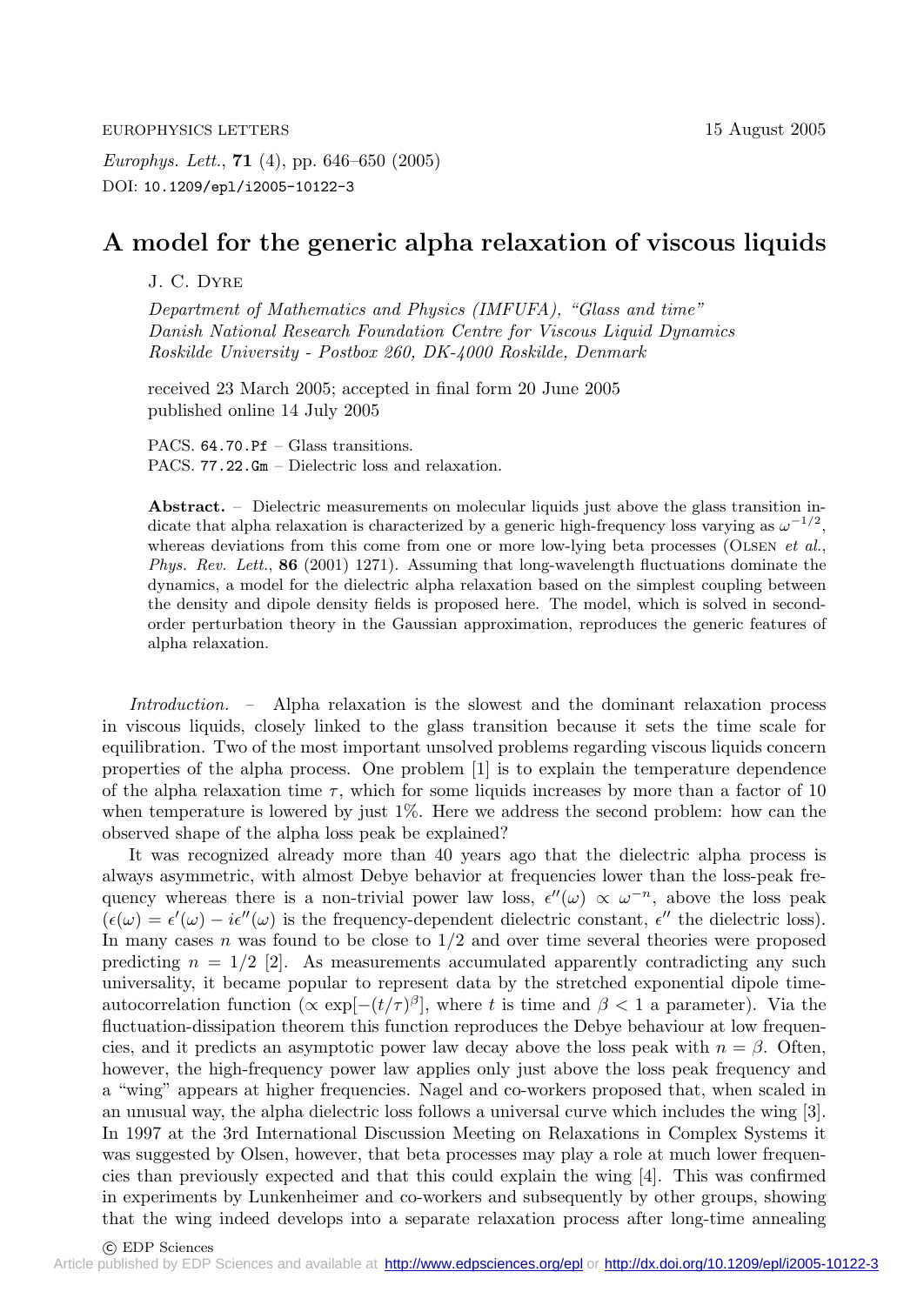# A model for the generic alpha relaxation of viscous liquids

J. C. Dyre

*Department of Mathematics and Physics (IMFUFA), "Glass and time" Danish National Research Foundation Centre for Viscous Liquid Dynamics Roskilde University - Postbox 260, DK-4000 Roskilde, Denmark*

received 23 March 2005; accepted in final form 20 June 2005
published online 14 July 2005

PACS. 64.70.Pf – Glass transitions.
PACS. 77.22.Gm – Dielectric loss and relaxation.

**Abstract.** – Dielectric measurements on molecular liquids just above the glass transition indicate that alpha relaxation is characterized by a generic high-frequency loss varying as $\omega^{-1/2}$, whereas deviations from this come from one or more low-lying beta processes (Olsen *et al.*, *Phys. Rev. Lett.*, **86** (2001) 1271). Assuming that long-wavelength fluctuations dominate the dynamics, a model for the dielectric alpha relaxation based on the simplest coupling between the density and dipole density fields is proposed here. The model, which is solved in second-order perturbation theory in the Gaussian approximation, reproduces the generic features of alpha relaxation.

*Introduction.* – Alpha relaxation is the slowest and the dominant relaxation process in viscous liquids, closely linked to the glass transition because it sets the time scale for equilibration. Two of the most important unsolved problems regarding viscous liquids concern properties of the alpha process. One problem [1] is to explain the temperature dependence of the alpha relaxation time $\tau$, which for some liquids increases by more than a factor of 10 when temperature is lowered by just 1%. Here we address the second problem: how can the observed shape of the alpha loss peak be explained?

It was recognized already more than 40 years ago that the dielectric alpha process is always asymmetric, with almost Debye behavior at frequencies lower than the loss-peak frequency whereas there is a non-trivial power law loss, $\epsilon''(\omega) \propto \omega^{-n}$, above the loss peak ($\epsilon(\omega) = \epsilon'(\omega) - i\epsilon''(\omega)$ is the frequency-dependent dielectric constant, $\epsilon''$ the dielectric loss). In many cases $n$ was found to be close to $1/2$ and over time several theories were proposed predicting $n = 1/2$ [2]. As measurements accumulated apparently contradicting any such universality, it became popular to represent data by the stretched exponential dipole time-autocorrelation function ($\propto \exp[-(t/\tau)^{\beta}]$, where $t$ is time and $\beta < 1$ a parameter). Via the fluctuation-dissipation theorem this function reproduces the Debye behaviour at low frequencies, and it predicts an asymptotic power law decay above the loss peak with $n = \beta$. Often, however, the high-frequency power law applies only just above the loss peak frequency and a "wing" appears at higher frequencies. Nagel and co-workers proposed that, when scaled in an unusual way, the alpha dielectric loss follows a universal curve which includes the wing [3]. In 1997 at the 3rd International Discussion Meeting on Relaxations in Complex Systems it was suggested by Olsen, however, that beta processes may play a role at much lower frequencies than previously expected and that this could explain the wing [4]. This was confirmed in experiments by Lunkenheimer and co-workers and subsequently by other groups, showing that the wing indeed develops into a separate relaxation process after long-time annealing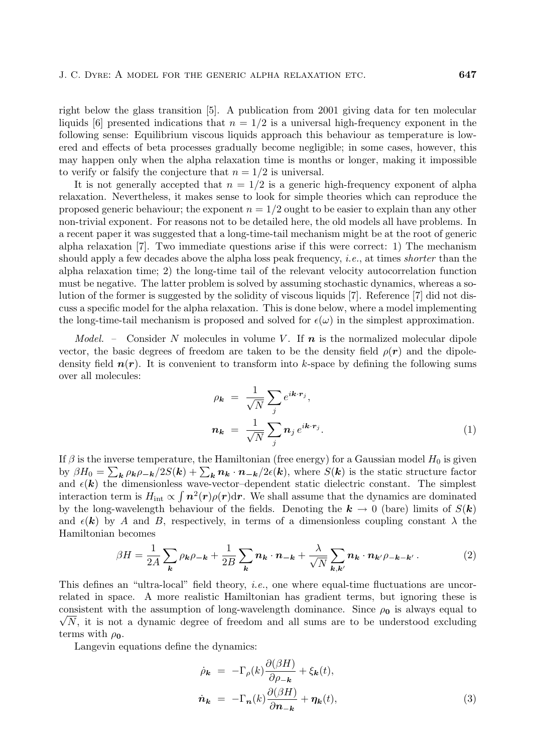right below the glass transition [5]. A publication from 2001 giving data for ten molecular liquids [6] presented indications that $n = 1/2$ is a universal high-frequency exponent in the following sense: Equilibrium viscous liquids approach this behaviour as temperature is lowered and effects of beta processes gradually become negligible; in some cases, however, this may happen only when the alpha relaxation time is months or longer, making it impossible to verify or falsify the conjecture that $n = 1/2$ is universal.

It is not generally accepted that $n = 1/2$ is a generic high-frequency exponent of alpha relaxation. Nevertheless, it makes sense to look for simple theories which can reproduce the proposed generic behaviour; the exponent $n = 1/2$ ought to be easier to explain than any other non-trivial exponent. For reasons not to be detailed here, the old models all have problems. In a recent paper it was suggested that a long-time-tail mechanism might be at the root of generic alpha relaxation [7]. Two immediate questions arise if this were correct: 1) The mechanism should apply a few decades above the alpha loss peak frequency, *i.e.*, at times *shorter* than the alpha relaxation time; 2) the long-time tail of the relevant velocity autocorrelation function must be negative. The latter problem is solved by assuming stochastic dynamics, whereas a solution of the former is suggested by the solidity of viscous liquids [7]. Reference [7] did not discuss a specific model for the alpha relaxation. This is done below, where a model implementing the long-time-tail mechanism is proposed and solved for $\epsilon(\omega)$ in the simplest approximation.

*Model.* – Consider $N$ molecules in volume $V$. If $\boldsymbol{n}$ is the normalized molecular dipole vector, the basic degrees of freedom are taken to be the density field $\rho(\boldsymbol{r})$ and the dipole-density field $\boldsymbol{n}(\boldsymbol{r})$. It is convenient to transform into $k$-space by defining the following sums over all molecules:

$$\rho_{\boldsymbol{k}} = \frac{1}{\sqrt{N}} \sum_j e^{i\boldsymbol{k}\cdot\boldsymbol{r}_j},$$
$$\boldsymbol{n}_{\boldsymbol{k}} = \frac{1}{\sqrt{N}} \sum_j \boldsymbol{n}_j \, e^{i\boldsymbol{k}\cdot\boldsymbol{r}_j}. \tag{1}$$

If $\beta$ is the inverse temperature, the Hamiltonian (free energy) for a Gaussian model $H_0$ is given by $\beta H_0 = \sum_{\boldsymbol{k}} \rho_{\boldsymbol{k}}\rho_{-\boldsymbol{k}}/2S(\boldsymbol{k}) + \sum_{\boldsymbol{k}} \boldsymbol{n}_{\boldsymbol{k}} \cdot \boldsymbol{n}_{-\boldsymbol{k}}/2\epsilon(\boldsymbol{k})$, where $S(\boldsymbol{k})$ is the static structure factor and $\epsilon(\boldsymbol{k})$ the dimensionless wave-vector–dependent static dielectric constant. The simplest interaction term is $H_{\rm int} \propto \int \boldsymbol{n}^2(\boldsymbol{r})\rho(\boldsymbol{r})\mathrm{d}\boldsymbol{r}$. We shall assume that the dynamics are dominated by the long-wavelength behaviour of the fields. Denoting the $\boldsymbol{k} \to 0$ (bare) limits of $S(\boldsymbol{k})$ and $\epsilon(\boldsymbol{k})$ by $A$ and $B$, respectively, in terms of a dimensionless coupling constant $\lambda$ the Hamiltonian becomes

$$\beta H = \frac{1}{2A}\sum_{\boldsymbol{k}} \rho_{\boldsymbol{k}}\rho_{-\boldsymbol{k}} + \frac{1}{2B}\sum_{\boldsymbol{k}} \boldsymbol{n}_{\boldsymbol{k}} \cdot \boldsymbol{n}_{-\boldsymbol{k}} + \frac{\lambda}{\sqrt{N}}\sum_{\boldsymbol{k},\boldsymbol{k}'} \boldsymbol{n}_{\boldsymbol{k}} \cdot \boldsymbol{n}_{\boldsymbol{k}'}\rho_{-\boldsymbol{k}-\boldsymbol{k}'} \,. \tag{2}$$

This defines an "ultra-local" field theory, *i.e.*, one where equal-time fluctuations are uncorrelated in space. A more realistic Hamiltonian has gradient terms, but ignoring these is consistent with the assumption of long-wavelength dominance. Since $\rho_{\boldsymbol{0}}$ is always equal to $\sqrt{N}$, it is not a dynamic degree of freedom and all sums are to be understood excluding terms with $\rho_{\boldsymbol{0}}$.

Langevin equations define the dynamics:

$$\dot{\rho}_{\boldsymbol{k}} = -\Gamma_\rho(k)\frac{\partial(\beta H)}{\partial \rho_{-\boldsymbol{k}}} + \xi_{\boldsymbol{k}}(t),$$
$$\dot{\boldsymbol{n}}_{\boldsymbol{k}} = -\Gamma_{\boldsymbol{n}}(k)\frac{\partial(\beta H)}{\partial \boldsymbol{n}_{-\boldsymbol{k}}} + \boldsymbol{\eta}_{\boldsymbol{k}}(t), \tag{3}$$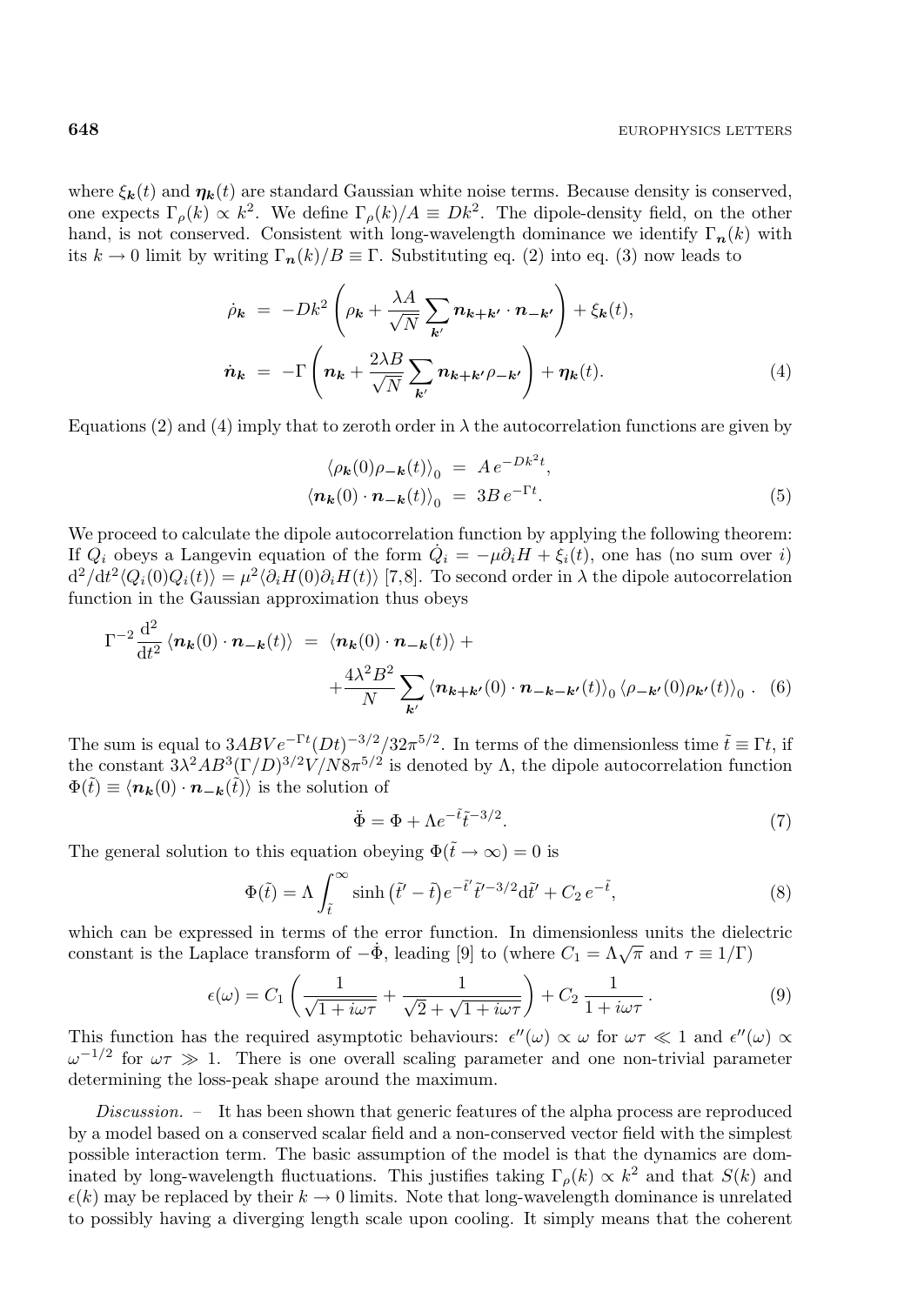where $\xi_{\boldsymbol{k}}(t)$ and $\boldsymbol{\eta}_{\boldsymbol{k}}(t)$ are standard Gaussian white noise terms. Because density is conserved, one expects $\Gamma_\rho(k) \propto k^2$. We define $\Gamma_\rho(k)/A \equiv Dk^2$. The dipole-density field, on the other hand, is not conserved. Consistent with long-wavelength dominance we identify $\Gamma_{\boldsymbol{n}}(k)$ with its $k \to 0$ limit by writing $\Gamma_{\boldsymbol{n}}(k)/B \equiv \Gamma$. Substituting eq. (2) into eq. (3) now leads to

$$
\begin{aligned}
\dot{\rho}_{\boldsymbol{k}} &= -Dk^2 \left( \rho_{\boldsymbol{k}} + \frac{\lambda A}{\sqrt{N}} \sum_{\boldsymbol{k}'} \boldsymbol{n}_{\boldsymbol{k}+\boldsymbol{k}'} \cdot \boldsymbol{n}_{-\boldsymbol{k}'} \right) + \xi_{\boldsymbol{k}}(t), \\
\dot{\boldsymbol{n}}_{\boldsymbol{k}} &= -\Gamma \left( \boldsymbol{n}_{\boldsymbol{k}} + \frac{2\lambda B}{\sqrt{N}} \sum_{\boldsymbol{k}'} \boldsymbol{n}_{\boldsymbol{k}+\boldsymbol{k}'} \rho_{-\boldsymbol{k}'} \right) + \boldsymbol{\eta}_{\boldsymbol{k}}(t).
\end{aligned}
\tag{4}
$$

Equations (2) and (4) imply that to zeroth order in $\lambda$ the autocorrelation functions are given by

$$
\begin{aligned}
\langle \rho_{\boldsymbol{k}}(0) \rho_{-\boldsymbol{k}}(t) \rangle_0 &= A\, e^{-Dk^2 t}, \\
\langle \boldsymbol{n}_{\boldsymbol{k}}(0) \cdot \boldsymbol{n}_{-\boldsymbol{k}}(t) \rangle_0 &= 3B\, e^{-\Gamma t}.
\end{aligned}
\tag{5}
$$

We proceed to calculate the dipole autocorrelation function by applying the following theorem: If $Q_i$ obeys a Langevin equation of the form $\dot{Q}_i = -\mu \partial_i H + \xi_i(t)$, one has (no sum over $i$) $\mathrm{d}^2/\mathrm{d}t^2 \langle Q_i(0) Q_i(t) \rangle = \mu^2 \langle \partial_i H(0) \partial_i H(t) \rangle$ [7,8]. To second order in $\lambda$ the dipole autocorrelation function in the Gaussian approximation thus obeys

$$
\begin{aligned}
\Gamma^{-2} \frac{\mathrm{d}^2}{\mathrm{d}t^2} \langle \boldsymbol{n}_{\boldsymbol{k}}(0) \cdot \boldsymbol{n}_{-\boldsymbol{k}}(t) \rangle &= \langle \boldsymbol{n}_{\boldsymbol{k}}(0) \cdot \boldsymbol{n}_{-\boldsymbol{k}}(t) \rangle + \\
&+ \frac{4\lambda^2 B^2}{N} \sum_{\boldsymbol{k}'} \langle \boldsymbol{n}_{\boldsymbol{k}+\boldsymbol{k}'}(0) \cdot \boldsymbol{n}_{-\boldsymbol{k}-\boldsymbol{k}'}(t) \rangle_0 \langle \rho_{-\boldsymbol{k}'}(0) \rho_{\boldsymbol{k}'}(t) \rangle_0 .
\end{aligned}
\tag{6}
$$

The sum is equal to $3ABV e^{-\Gamma t} (Dt)^{-3/2} / 32\pi^{5/2}$. In terms of the dimensionless time $\tilde{t} \equiv \Gamma t$, if the constant $3\lambda^2 AB^3 (\Gamma/D)^{3/2} V / N 8\pi^{5/2}$ is denoted by $\Lambda$, the dipole autocorrelation function $\Phi(\tilde{t}) \equiv \langle \boldsymbol{n}_{\boldsymbol{k}}(0) \cdot \boldsymbol{n}_{-\boldsymbol{k}}(\tilde{t}) \rangle$ is the solution of

$$
\ddot{\Phi} = \Phi + \Lambda e^{-\tilde{t}} \tilde{t}^{-3/2}.
\tag{7}
$$

The general solution to this equation obeying $\Phi(\tilde{t} \to \infty) = 0$ is

$$
\Phi(\tilde{t}) = \Lambda \int_{\tilde{t}}^{\infty} \sinh\left(\tilde{t}' - \tilde{t}\right) e^{-\tilde{t}'} \tilde{t}'^{-3/2} \mathrm{d}\tilde{t}' + C_2\, e^{-\tilde{t}},
\tag{8}
$$

which can be expressed in terms of the error function. In dimensionless units the dielectric constant is the Laplace transform of $-\dot{\Phi}$, leading [9] to (where $C_1 = \Lambda\sqrt{\pi}$ and $\tau \equiv 1/\Gamma$)

$$
\epsilon(\omega) = C_1 \left( \frac{1}{\sqrt{1 + i\omega\tau}} + \frac{1}{\sqrt{2} + \sqrt{1 + i\omega\tau}} \right) + C_2 \frac{1}{1 + i\omega\tau} .
\tag{9}
$$

This function has the required asymptotic behaviours: $\epsilon''(\omega) \propto \omega$ for $\omega\tau \ll 1$ and $\epsilon''(\omega) \propto \omega^{-1/2}$ for $\omega\tau \gg 1$. There is one overall scaling parameter and one non-trivial parameter determining the loss-peak shape around the maximum.

*Discussion.* – It has been shown that generic features of the alpha process are reproduced by a model based on a conserved scalar field and a non-conserved vector field with the simplest possible interaction term. The basic assumption of the model is that the dynamics are dominated by long-wavelength fluctuations. This justifies taking $\Gamma_\rho(k) \propto k^2$ and that $S(k)$ and $\epsilon(k)$ may be replaced by their $k \to 0$ limits. Note that long-wavelength dominance is unrelated to possibly having a diverging length scale upon cooling. It simply means that the coherent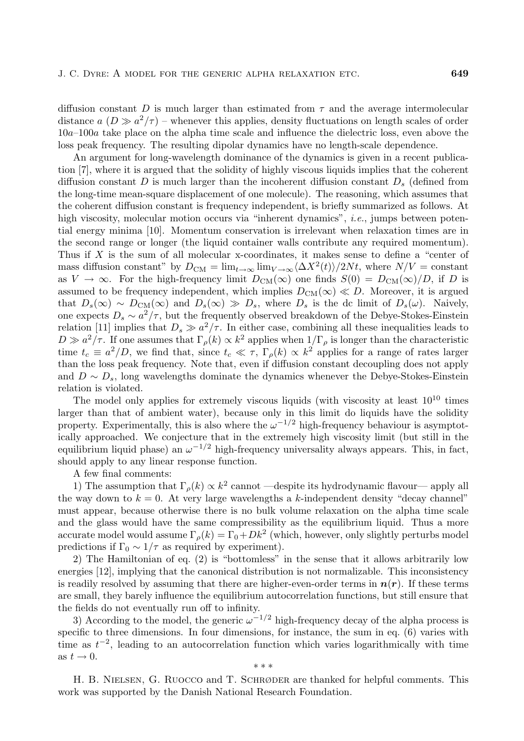diffusion constant $D$ is much larger than estimated from $\tau$ and the average intermolecular distance $a$ ($D \gg a^2/\tau$) – whenever this applies, density fluctuations on length scales of order $10a$–$100a$ take place on the alpha time scale and influence the dielectric loss, even above the loss peak frequency. The resulting dipolar dynamics have no length-scale dependence.

An argument for long-wavelength dominance of the dynamics is given in a recent publication [7], where it is argued that the solidity of highly viscous liquids implies that the coherent diffusion constant $D$ is much larger than the incoherent diffusion constant $D_s$ (defined from the long-time mean-square displacement of one molecule). The reasoning, which assumes that the coherent diffusion constant is frequency independent, is briefly summarized as follows. At high viscosity, molecular motion occurs via "inherent dynamics", *i.e.*, jumps between potential energy minima [10]. Momentum conservation is irrelevant when relaxation times are in the second range or longer (the liquid container walls contribute any required momentum). Thus if $X$ is the sum of all molecular x-coordinates, it makes sense to define a "center of mass diffusion constant" by $D_{\rm CM} = \lim_{t\to\infty} \lim_{V\to\infty} \langle \Delta X^2(t)\rangle / 2Nt$, where $N/V =$ constant as $V \to \infty$. For the high-frequency limit $D_{\rm CM}(\infty)$ one finds $S(0) = D_{\rm CM}(\infty)/D$, if $D$ is assumed to be frequency independent, which implies $D_{\rm CM}(\infty) \ll D$. Moreover, it is argued that $D_s(\infty) \sim D_{\rm CM}(\infty)$ and $D_s(\infty) \gg D_s$, where $D_s$ is the dc limit of $D_s(\omega)$. Naively, one expects $D_s \sim a^2/\tau$, but the frequently observed breakdown of the Debye-Stokes-Einstein relation [11] implies that $D_s \gg a^2/\tau$. In either case, combining all these inequalities leads to $D \gg a^2/\tau$. If one assumes that $\Gamma_\rho(k) \propto k^2$ applies when $1/\Gamma_\rho$ is longer than the characteristic time $t_c \equiv a^2/D$, we find that, since $t_c \ll \tau$, $\Gamma_\rho(k) \propto k^2$ applies for a range of rates larger than the loss peak frequency. Note that, even if diffusion constant decoupling does not apply and $D \sim D_s$, long wavelengths dominate the dynamics whenever the Debye-Stokes-Einstein relation is violated.

The model only applies for extremely viscous liquids (with viscosity at least $10^{10}$ times larger than that of ambient water), because only in this limit do liquids have the solidity property. Experimentally, this is also where the $\omega^{-1/2}$ high-frequency behaviour is asymptotically approached. We conjecture that in the extremely high viscosity limit (but still in the equilibrium liquid phase) an $\omega^{-1/2}$ high-frequency universality always appears. This, in fact, should apply to any linear response function.

A few final comments:

1) The assumption that $\Gamma_\rho(k) \propto k^2$ cannot —despite its hydrodynamic flavour— apply all the way down to $k = 0$. At very large wavelengths a $k$-independent density "decay channel" must appear, because otherwise there is no bulk volume relaxation on the alpha time scale and the glass would have the same compressibility as the equilibrium liquid. Thus a more accurate model would assume $\Gamma_\rho(k) = \Gamma_0 + Dk^2$ (which, however, only slightly perturbs model predictions if $\Gamma_0 \sim 1/\tau$ as required by experiment).

2) The Hamiltonian of eq. (2) is "bottomless" in the sense that it allows arbitrarily low energies [12], implying that the canonical distribution is not normalizable. This inconsistency is readily resolved by assuming that there are higher-order terms in $\boldsymbol{n}(\boldsymbol{r})$. If these terms are small, they barely influence the equilibrium autocorrelation functions, but still ensure that the fields do not eventually run off to infinity.

3) According to the model, the generic $\omega^{-1/2}$ high-frequency decay of the alpha process is specific to three dimensions. In four dimensions, for instance, the sum in eq. (6) varies with time as $t^{-2}$, leading to an autocorrelation function which varies logarithmically with time as $t \to 0$.

\* \* \*

H. B. Nielsen, G. Ruocco and T. Schrøder are thanked for helpful comments. This work was supported by the Danish National Research Foundation.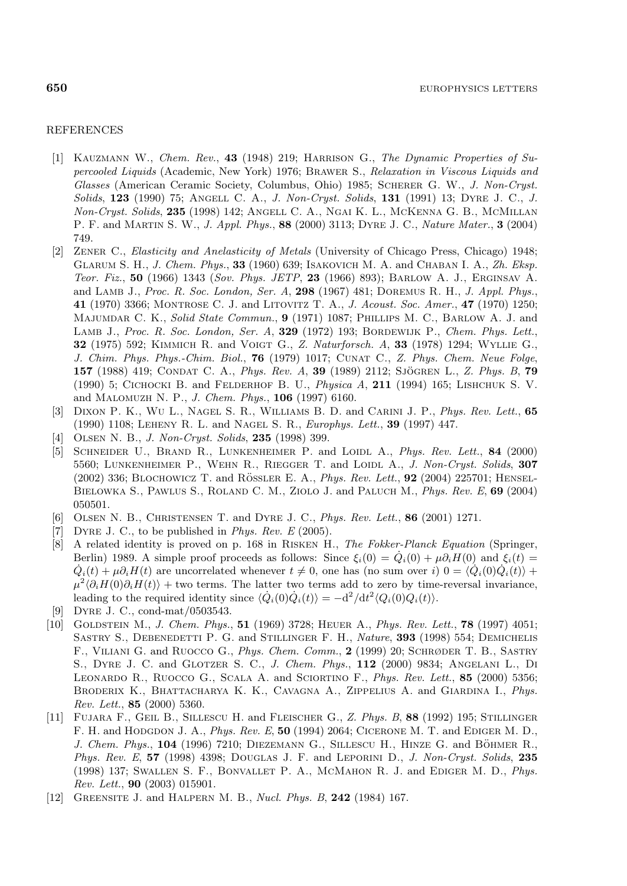## REFERENCES

[1] Kauzmann W., *Chem. Rev.*, **43** (1948) 219; Harrison G., *The Dynamic Properties of Supercooled Liquids* (Academic, New York) 1976; Brawer S., *Relaxation in Viscous Liquids and Glasses* (American Ceramic Society, Columbus, Ohio) 1985; Scherer G. W., *J. Non-Cryst. Solids*, **123** (1990) 75; Angell C. A., *J. Non-Cryst. Solids*, **131** (1991) 13; Dyre J. C., *J. Non-Cryst. Solids*, **235** (1998) 142; Angell C. A., Ngai K. L., McKenna G. B., McMillan P. F. and Martin S. W., *J. Appl. Phys.*, **88** (2000) 3113; Dyre J. C., *Nature Mater.*, **3** (2004) 749.

[2] Zener C., *Elasticity and Anelasticity of Metals* (University of Chicago Press, Chicago) 1948; Glarum S. H., *J. Chem. Phys.*, **33** (1960) 639; Isakovich M. A. and Chaban I. A., *Zh. Eksp. Teor. Fiz.*, **50** (1966) 1343 (*Sov. Phys. JETP*, **23** (1966) 893); Barlow A. J., Erginsav A. and Lamb J., *Proc. R. Soc. London, Ser. A*, **298** (1967) 481; Doremus R. H., *J. Appl. Phys.*, **41** (1970) 3366; Montrose C. J. and Litovitz T. A., *J. Acoust. Soc. Amer.*, **47** (1970) 1250; Majumdar C. K., *Solid State Commun.*, **9** (1971) 1087; Phillips M. C., Barlow A. J. and Lamb J., *Proc. R. Soc. London, Ser. A*, **329** (1972) 193; Bordewijk P., *Chem. Phys. Lett.*, **32** (1975) 592; Kimmich R. and Voigt G., *Z. Naturforsch. A*, **33** (1978) 1294; Wyllie G., *J. Chim. Phys. Phys.-Chim. Biol.*, **76** (1979) 1017; Cunat C., *Z. Phys. Chem. Neue Folge*, **157** (1988) 419; Condat C. A., *Phys. Rev. A*, **39** (1989) 2112; Sjögren L., *Z. Phys. B*, **79** (1990) 5; Cichocki B. and Felderhof B. U., *Physica A*, **211** (1994) 165; Lishchuk S. V. and Malomuzh N. P., *J. Chem. Phys.*, **106** (1997) 6160.

[3] Dixon P. K., Wu L., Nagel S. R., Williams B. D. and Carini J. P., *Phys. Rev. Lett.*, **65** (1990) 1108; Leheny R. L. and Nagel S. R., *Europhys. Lett.*, **39** (1997) 447.

[4] Olsen N. B., *J. Non-Cryst. Solids*, **235** (1998) 399.

[5] Schneider U., Brand R., Lunkenheimer P. and Loidl A., *Phys. Rev. Lett.*, **84** (2000) 5560; Lunkenheimer P., Wehn R., Riegger T. and Loidl A., *J. Non-Cryst. Solids*, **307** (2002) 336; Blochowicz T. and Rössler E. A., *Phys. Rev. Lett.*, **92** (2004) 225701; Hensel-Bielowka S., Pawlus S., Roland C. M., Ziolo J. and Paluch M., *Phys. Rev. E*, **69** (2004) 050501.

[6] Olsen N. B., Christensen T. and Dyre J. C., *Phys. Rev. Lett.*, **86** (2001) 1271.

[7] Dyre J. C., to be published in *Phys. Rev. E* (2005).

[8] A related identity is proved on p. 168 in Risken H., *The Fokker-Planck Equation* (Springer, Berlin) 1989. A simple proof proceeds as follows: Since $\xi_i(0) = \dot{Q}_i(0) + \mu\partial_i H(0)$ and $\xi_i(t) = \dot{Q}_i(t) + \mu\partial_i H(t)$ are uncorrelated whenever $t \neq 0$, one has (no sum over $i$) $0 = \langle \dot{Q}_i(0)\dot{Q}_i(t)\rangle + \mu^2\langle \partial_i H(0)\partial_i H(t)\rangle$ + two terms. The latter two terms add to zero by time-reversal invariance, leading to the required identity since $\langle \dot{Q}_i(0)\dot{Q}_i(t)\rangle = -\mathrm{d}^2/\mathrm{d}t^2\langle Q_i(0)Q_i(t)\rangle$.

[9] Dyre J. C., cond-mat/0503543.

[10] Goldstein M., *J. Chem. Phys.*, **51** (1969) 3728; Heuer A., *Phys. Rev. Lett.*, **78** (1997) 4051; Sastry S., Debenedetti P. G. and Stillinger F. H., *Nature*, **393** (1998) 554; Demichelis F., Viliani G. and Ruocco G., *Phys. Chem. Comm.*, **2** (1999) 20; Schrøder T. B., Sastry S., Dyre J. C. and Glotzer S. C., *J. Chem. Phys.*, **112** (2000) 9834; Angelani L., Di Leonardo R., Ruocco G., Scala A. and Sciortino F., *Phys. Rev. Lett.*, **85** (2000) 5356; Broderix K., Bhattacharya K. K., Cavagna A., Zippelius A. and Giardina I., *Phys. Rev. Lett.*, **85** (2000) 5360.

[11] Fujara F., Geil B., Sillescu H. and Fleischer G., *Z. Phys. B*, **88** (1992) 195; Stillinger F. H. and Hodgdon J. A., *Phys. Rev. E*, **50** (1994) 2064; Cicerone M. T. and Ediger M. D., *J. Chem. Phys.*, **104** (1996) 7210; Diezemann G., Sillescu H., Hinze G. and Böhmer R., *Phys. Rev. E*, **57** (1998) 4398; Douglas J. F. and Leporini D., *J. Non-Cryst. Solids*, **235** (1998) 137; Swallen S. F., Bonvallet P. A., McMahon R. J. and Ediger M. D., *Phys. Rev. Lett.*, **90** (2003) 015901.

[12] Greensite J. and Halpern M. B., *Nucl. Phys. B*, **242** (1984) 167.